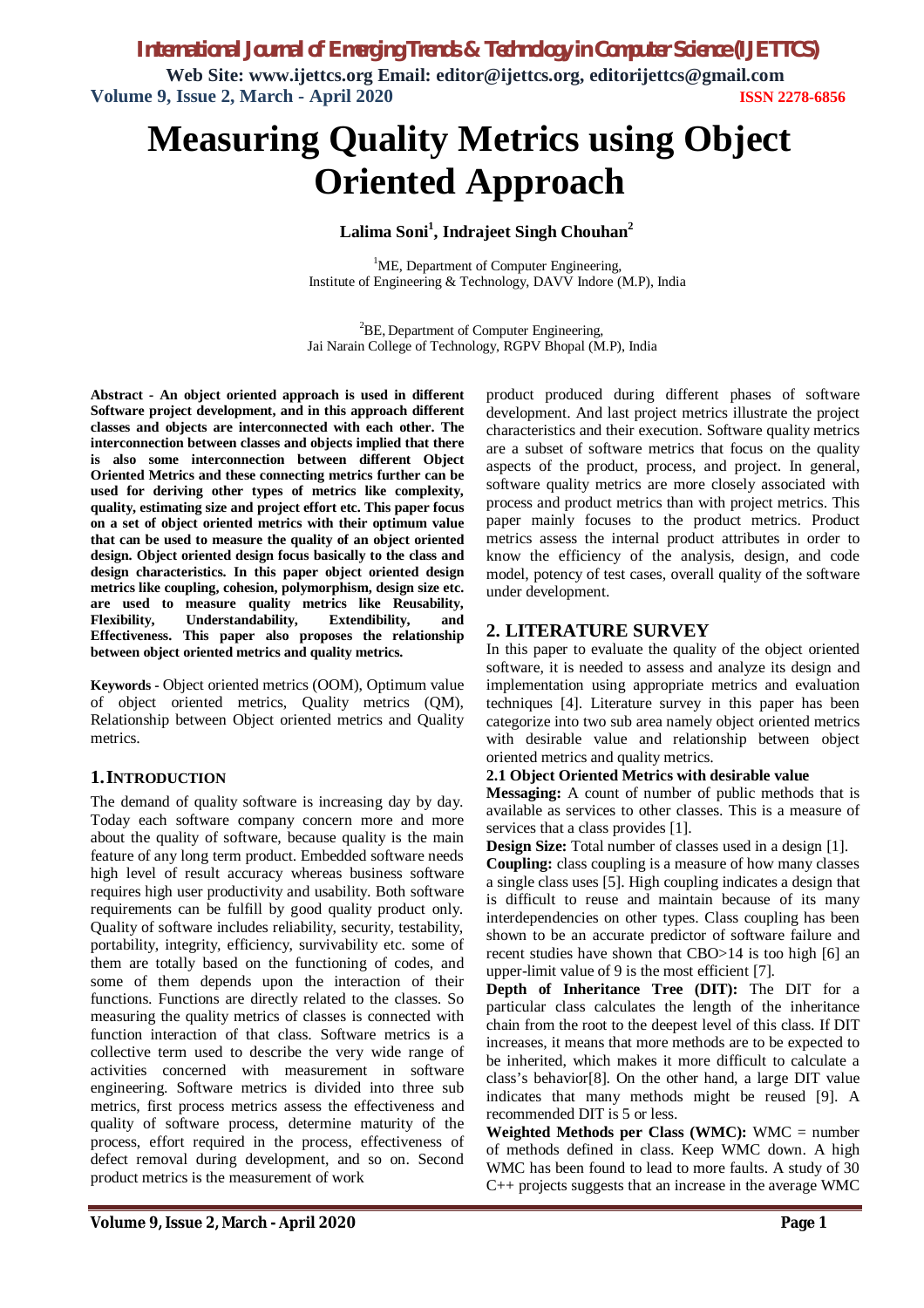# Measuring Quality Metrics using Object Oriented Approach

**Lalima Soni[1], Indrajeet Singh Chouhan[2]**

[1]ME, Department of Computer Engineering,
Institute of Engineering & Technology, DAVV Indore (M.P), India

[2]BE, Department of Computer Engineering,
Jai Narain College of Technology, RGPV Bhopal (M.P), India

**Abstract - An object oriented approach is used in different Software project development, and in this approach different classes and objects are interconnected with each other. The interconnection between classes and objects implied that there is also some interconnection between different Object Oriented Metrics and these connecting metrics further can be used for deriving other types of metrics like complexity, quality, estimating size and project effort etc. This paper focus on a set of object oriented metrics with their optimum value that can be used to measure the quality of an object oriented design. Object oriented design focus basically to the class and design characteristics. In this paper object oriented design metrics like coupling, cohesion, polymorphism, design size etc. are used to measure quality metrics like Reusability, Flexibility, Understandability, Extendibility, and Effectiveness. This paper also proposes the relationship between object oriented metrics and quality metrics.**

**Keywords -** Object oriented metrics (OOM), Optimum value of object oriented metrics, Quality metrics (QM), Relationship between Object oriented metrics and Quality metrics.

## 1. INTRODUCTION

The demand of quality software is increasing day by day. Today each software company concern more and more about the quality of software, because quality is the main feature of any long term product. Embedded software needs high level of result accuracy whereas business software requires high user productivity and usability. Both software requirements can be fulfill by good quality product only. Quality of software includes reliability, security, testability, portability, integrity, efficiency, survivability etc. some of them are totally based on the functioning of codes, and some of them depends upon the interaction of their functions. Functions are directly related to the classes. So measuring the quality metrics of classes is connected with function interaction of that class. Software metrics is a collective term used to describe the very wide range of activities concerned with measurement in software engineering. Software metrics is divided into three sub metrics, first process metrics assess the effectiveness and quality of software process, determine maturity of the process, effort required in the process, effectiveness of defect removal during development, and so on. Second product metrics is the measurement of work product produced during different phases of software development. And last project metrics illustrate the project characteristics and their execution. Software quality metrics are a subset of software metrics that focus on the quality aspects of the product, process, and project. In general, software quality metrics are more closely associated with process and product metrics than with project metrics. This paper mainly focuses to the product metrics. Product metrics assess the internal product attributes in order to know the efficiency of the analysis, design, and code model, potency of test cases, overall quality of the software under development.

## 2. LITERATURE SURVEY

In this paper to evaluate the quality of the object oriented software, it is needed to assess and analyze its design and implementation using appropriate metrics and evaluation techniques [4]. Literature survey in this paper has been categorize into two sub area namely object oriented metrics with desirable value and relationship between object oriented metrics and quality metrics.

### 2.1 Object Oriented Metrics with desirable value

**Messaging:** A count of number of public methods that is available as services to other classes. This is a measure of services that a class provides [1].

**Design Size:** Total number of classes used in a design [1].

**Coupling:** class coupling is a measure of how many classes a single class uses [5]. High coupling indicates a design that is difficult to reuse and maintain because of its many interdependencies on other types. Class coupling has been shown to be an accurate predictor of software failure and recent studies have shown that CBO>14 is too high [6] an upper-limit value of 9 is the most efficient [7].

**Depth of Inheritance Tree (DIT):** The DIT for a particular class calculates the length of the inheritance chain from the root to the deepest level of this class. If DIT increases, it means that more methods are to be expected to be inherited, which makes it more difficult to calculate a class's behavior[8]. On the other hand, a large DIT value indicates that many methods might be reused [9]. A recommended DIT is 5 or less.

**Weighted Methods per Class (WMC):** WMC = number of methods defined in class. Keep WMC down. A high WMC has been found to lead to more faults. A study of 30 C++ projects suggests that an increase in the average WMC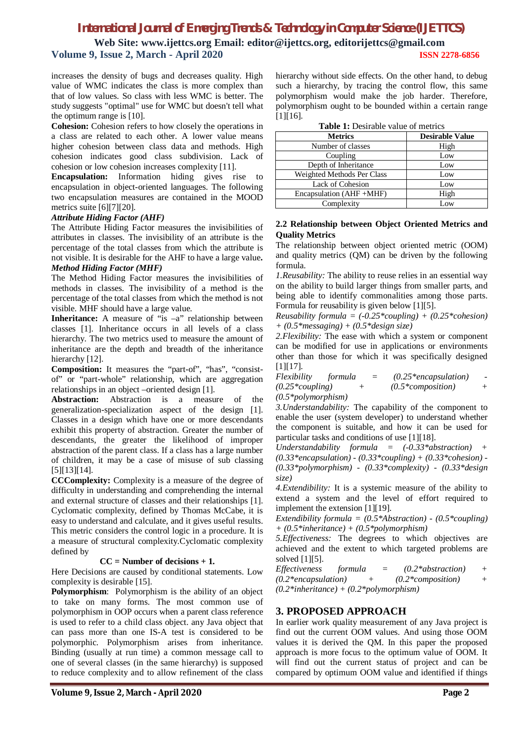increases the density of bugs and decreases quality. High value of WMC indicates the class is more complex than that of low values. So class with less WMC is better. The study suggests "optimal" use for WMC but doesn't tell what the optimum range is [10].

**Cohesion:** Cohesion refers to how closely the operations in a class are related to each other. A lower value means higher cohesion between class data and methods. High cohesion indicates good class subdivision. Lack of cohesion or low cohesion increases complexity [11].

**Encapsulation:** Information hiding gives rise to encapsulation in object-oriented languages. The following two encapsulation measures are contained in the MOOD metrics suite [6][7][20].

***Attribute Hiding Factor (AHF)***

The Attribute Hiding Factor measures the invisibilities of attributes in classes. The invisibility of an attribute is the percentage of the total classes from which the attribute is not visible. It is desirable for the AHF to have a large value**.**

***Method Hiding Factor (MHF)***

The Method Hiding Factor measures the invisibilities of methods in classes. The invisibility of a method is the percentage of the total classes from which the method is not visible. MHF should have a large value.

**Inheritance:** A measure of "is –a" relationship between classes [1]. Inheritance occurs in all levels of a class hierarchy. The two metrics used to measure the amount of inheritance are the depth and breadth of the inheritance hierarchy [12].

**Composition:** It measures the "part-of", "has", "consist-of" or "part-whole" relationship, which are aggregation relationships in an object –oriented design [1].

**Abstraction:** Abstraction is a measure of the generalization-specialization aspect of the design [1]. Classes in a design which have one or more descendants exhibit this property of abstraction. Greater the number of descendants, the greater the likelihood of improper abstraction of the parent class. If a class has a large number of children, it may be a case of misuse of sub classing [5][13][14].

**CCComplexity:** Complexity is a measure of the degree of difficulty in understanding and comprehending the internal and external structure of classes and their relationships [1]. Cyclomatic complexity, defined by Thomas McCabe, it is easy to understand and calculate, and it gives useful results. This metric considers the control logic in a procedure. It is a measure of structural complexity.Cyclomatic complexity defined by

**CC = Number of decisions + 1.**

Here Decisions are caused by conditional statements. Low complexity is desirable [15].

**Polymorphism**: Polymorphism is the ability of an object to take on many forms. The most common use of polymorphism in OOP occurs when a parent class reference is used to refer to a child class object. any Java object that can pass more than one IS-A test is considered to be polymorphic. Polymorphism arises from inheritance. Binding (usually at run time) a common message call to one of several classes (in the same hierarchy) is supposed to reduce complexity and to allow refinement of the class hierarchy without side effects. On the other hand, to debug such a hierarchy, by tracing the control flow, this same polymorphism would make the job harder. Therefore, polymorphism ought to be bounded within a certain range [1][16].

**Table 1:** Desirable value of metrics

| Metrics | Desirable Value |
|---|---|
| Number of classes | High |
| Coupling | Low |
| Depth of Inheritance | Low |
| Weighted Methods Per Class | Low |
| Lack of Cohesion | Low |
| Encapsulation (AHF +MHF) | High |
| Complexity | Low |

### 2.2 Relationship between Object Oriented Metrics and Quality Metrics

The relationship between object oriented metric (OOM) and quality metrics (QM) can be driven by the following formula.

*1.Reusability:* The ability to reuse relies in an essential way on the ability to build larger things from smaller parts, and being able to identify commonalities among those parts. Formula for reusability is given below [1][5].

*Reusability formula = (-0.25\*coupling) + (0.25\*cohesion) + (0.5\*messaging) + (0.5\*design size)*

*2.Flexibility:* The ease with which a system or component can be modified for use in applications or environments other than those for which it was specifically designed [1][17].

*Flexibility formula = (0.25\*encapsulation) - (0.25\*coupling) + (0.5\*composition) + (0.5\*polymorphism)*

*3.Understandability:* The capability of the component to enable the user (system developer) to understand whether the component is suitable, and how it can be used for particular tasks and conditions of use [1][18].

*Understandability formula = (-0.33\*abstraction) + (0.33\*encapsulation) - (0.33\*coupling) + (0.33\*cohesion) - (0.33\*polymorphism) - (0.33\*complexity) - (0.33\*design size)*

*4.Extendibility:* It is a systemic measure of the ability to extend a system and the level of effort required to implement the extension [1][19].

*Extendibility formula = (0.5\*Abstraction) - (0.5\*coupling) + (0.5\*inheritance) + (0.5\*polymorphism)*

*5.Effectiveness:* The degrees to which objectives are achieved and the extent to which targeted problems are solved [1][5].

*Effectiveness formula = (0.2\*abstraction) + (0.2\*encapsulation) + (0.2\*composition) + (0.2\*inheritance) + (0.2\*polymorphism)*

## 3. PROPOSED APPROACH

In earlier work quality measurement of any Java project is find out the current OOM values. And using those OOM values it is derived the QM. In this paper the proposed approach is more focus to the optimum value of OOM. It will find out the current status of project and can be compared by optimum OOM value and identified if things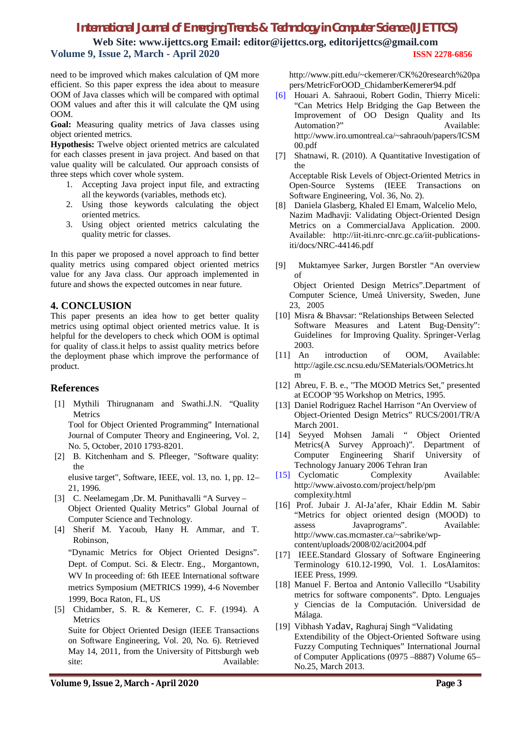need to be improved which makes calculation of QM more efficient. So this paper express the idea about to measure OOM of Java classes which will be compared with optimal OOM values and after this it will calculate the QM using OOM.

**Goal:** Measuring quality metrics of Java classes using object oriented metrics.

**Hypothesis:** Twelve object oriented metrics are calculated for each classes present in java project. And based on that value quality will be calculated. Our approach consists of three steps which cover whole system.

1. Accepting Java project input file, and extracting all the keywords (variables, methods etc).
2. Using those keywords calculating the object oriented metrics.
3. Using object oriented metrics calculating the quality metric for classes.

In this paper we proposed a novel approach to find better quality metrics using compared object oriented metrics value for any Java class. Our approach implemented in future and shows the expected outcomes in near future.

## 4. CONCLUSION

This paper presents an idea how to get better quality metrics using optimal object oriented metrics value. It is helpful for the developers to check which OOM is optimal for quality of class.it helps to assist quality metrics before the deployment phase which improve the performance of product.

## References

[1] Mythili Thirugnanam and Swathi.J.N. "Quality Metrics Tool for Object Oriented Programming" International Journal of Computer Theory and Engineering, Vol. 2, No. 5, October, 2010 1793-8201.

[2] B. Kitchenham and S. Pfleeger, "Software quality: the elusive target", Software, IEEE, vol. 13, no. 1, pp. 12–21, 1996.

[3] C. Neelamegam ,Dr. M. Punithavalli "A Survey – Object Oriented Quality Metrics" Global Journal of Computer Science and Technology.

[4] Sherif M. Yacoub, Hany H. Ammar, and T. Robinson, "Dynamic Metrics for Object Oriented Designs". Dept. of Comput. Sci. & Electr. Eng., Morgantown, WV In proceeding of: 6th IEEE International software metrics Symposium (METRICS 1999), 4-6 November 1999, Boca Raton, FL, US

[5] Chidamber, S. R. & Kemerer, C. F. (1994). A Metrics Suite for Object Oriented Design (IEEE Transactions on Software Engineering, Vol. 20, No. 6). Retrieved May 14, 2011, from the University of Pittsburgh web site: Available: http://www.pitt.edu/~ckemerer/CK%20research%20papers/MetricForOOD_ChidamberKemerer94.pdf

[6] Houari A. Sahraoui, Robert Godin, Thierry Miceli: "Can Metrics Help Bridging the Gap Between the Improvement of OO Design Quality and Its Automation?" Available: http://www.iro.umontreal.ca/~sahraouh/papers/ICSM00.pdf

[7] Shatnawi, R. (2010). A Quantitative Investigation of the Acceptable Risk Levels of Object-Oriented Metrics in Open-Source Systems (IEEE Transactions on Software Engineering, Vol. 36, No. 2).

[8] Daniela Glasberg, Khaled El Emam, Walcelio Melo, Nazim Madhavji: Validating Object-Oriented Design Metrics on a CommercialJava Application. 2000. Available: http://iit-iti.nrc-cnrc.gc.ca/iit-publications-iti/docs/NRC-44146.pdf

[9] Muktamyee Sarker, Jurgen Borstler "An overview of Object Oriented Design Metrics".Department of Computer Science, Umeå University, Sweden, June 23, 2005

[10] Misra & Bhavsar: "Relationships Between Selected Software Measures and Latent Bug-Density": Guidelines for Improving Quality. Springer-Verlag 2003.

[11] An introduction of OOM, Available: http://agile.csc.ncsu.edu/SEMaterials/OOMetrics.htm

[12] Abreu, F. B. e., "The MOOD Metrics Set," presented at ECOOP '95 Workshop on Metrics, 1995.

[13] Daniel Rodriguez Rachel Harrison "An Overview of Object-Oriented Design Metrics" RUCS/2001/TR/A March 2001.

[14] Seyyed Mohsen Jamali " Object Oriented Metrics(A Survey Approach)". Department of Computer Engineering Sharif University of Technology January 2006 Tehran Iran

[15] Cyclomatic Complexity Available: http://www.aivosto.com/project/help/pm complexity.html

[16] Prof. Jubair J. Al-Ja'afer, Khair Eddin M. Sabir "Metrics for object oriented design (MOOD) to assess Javaprograms". Available: http://www.cas.mcmaster.ca/~sabrike/wp-content/uploads/2008/02/acit2004.pdf

[17] IEEE.Standard Glossary of Software Engineering Terminology 610.12-1990, Vol. 1. LosAlamitos: IEEE Press, 1999.

[18] Manuel F. Bertoa and Antonio Vallecillo "Usability metrics for software components". Dpto. Lenguajes y Ciencias de la Computación. Universidad de Málaga.

[19] Vibhash Yadav, Raghuraj Singh "Validating Extendibility of the Object-Oriented Software using Fuzzy Computing Techniques" International Journal of Computer Applications (0975 –8887) Volume 65– No.25, March 2013.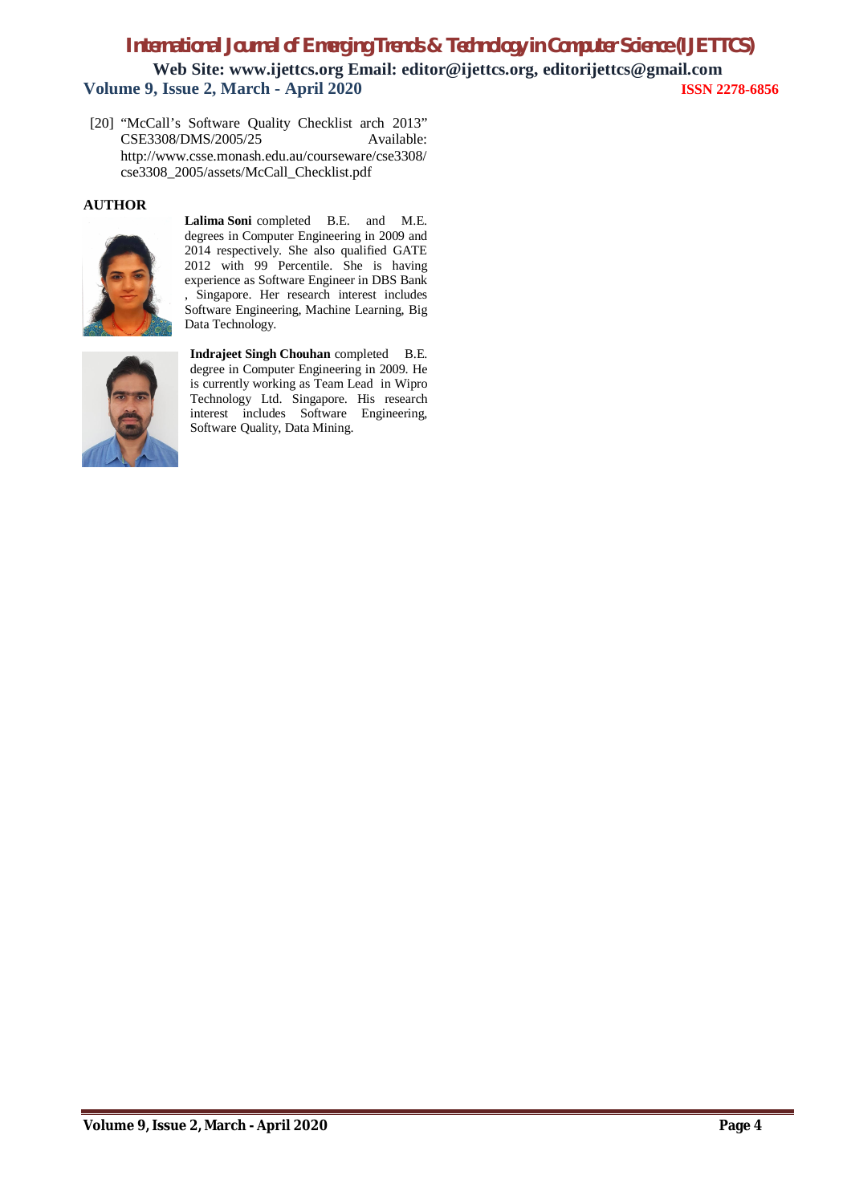[20] "McCall's Software Quality Checklist arch 2013" CSE3308/DMS/2005/25 Available: http://www.csse.monash.edu.au/courseware/cse3308/cse3308_2005/assets/McCall_Checklist.pdf

**AUTHOR**

**Lalima Soni** completed B.E. and M.E. degrees in Computer Engineering in 2009 and 2014 respectively. She also qualified GATE 2012 with 99 Percentile. She is having experience as Software Engineer in DBS Bank , Singapore. Her research interest includes Software Engineering, Machine Learning, Big Data Technology.

**Indrajeet Singh Chouhan** completed B.E. degree in Computer Engineering in 2009. He is currently working as Team Lead in Wipro Technology Ltd. Singapore. His research interest includes Software Engineering, Software Quality, Data Mining.